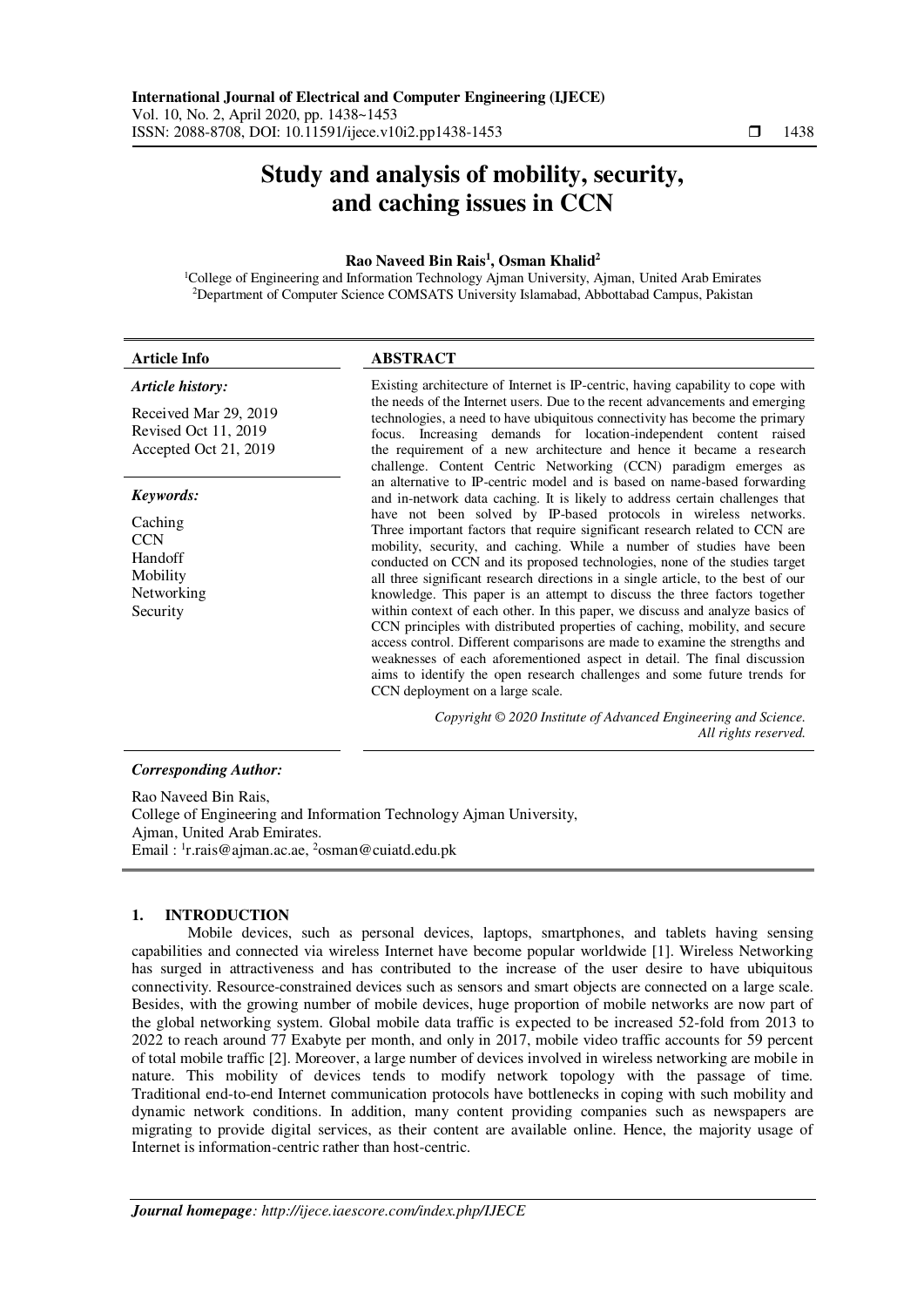# Study and analysis of mobility, security, and caching issues in CCN

**Rao Naveed Bin Rais[1], Osman Khalid[2]**

[1]College of Engineering and Information Technology Ajman University, Ajman, United Arab Emirates
[2]Department of Computer Science COMSATS University Islamabad, Abbottabad Campus, Pakistan

| **Article Info** | **ABSTRACT** |
|---|---|

***Article history:***

Received Mar 29, 2019
Revised Oct 11, 2019
Accepted Oct 21, 2019

***Keywords:***

Caching
CCN
Handoff
Mobility
Networking
Security

**ABSTRACT**

Existing architecture of Internet is IP-centric, having capability to cope with the needs of the Internet users. Due to the recent advancements and emerging technologies, a need to have ubiquitous connectivity has become the primary focus. Increasing demands for location-independent content raised the requirement of a new architecture and hence it became a research challenge. Content Centric Networking (CCN) paradigm emerges as an alternative to IP-centric model and is based on name-based forwarding and in-network data caching. It is likely to address certain challenges that have not been solved by IP-based protocols in wireless networks. Three important factors that require significant research related to CCN are mobility, security, and caching. While a number of studies have been conducted on CCN and its proposed technologies, none of the studies target all three significant research directions in a single article, to the best of our knowledge. This paper is an attempt to discuss the three factors together within context of each other. In this paper, we discuss and analyze basics of CCN principles with distributed properties of caching, mobility, and secure access control. Different comparisons are made to examine the strengths and weaknesses of each aforementioned aspect in detail. The final discussion aims to identify the open research challenges and some future trends for CCN deployment on a large scale.

*Copyright © 2020 Institute of Advanced Engineering and Science. All rights reserved.*

***Corresponding Author:***

Rao Naveed Bin Rais,
College of Engineering and Information Technology Ajman University,
Ajman, United Arab Emirates.
Email : [1]r.rais@ajman.ac.ae, [2]osman@cuiatd.edu.pk

## 1. INTRODUCTION

Mobile devices, such as personal devices, laptops, smartphones, and tablets having sensing capabilities and connected via wireless Internet have become popular worldwide [1]. Wireless Networking has surged in attractiveness and has contributed to the increase of the user desire to have ubiquitous connectivity. Resource-constrained devices such as sensors and smart objects are connected on a large scale. Besides, with the growing number of mobile devices, huge proportion of mobile networks are now part of the global networking system. Global mobile data traffic is expected to be increased 52-fold from 2013 to 2022 to reach around 77 Exabyte per month, and only in 2017, mobile video traffic accounts for 59 percent of total mobile traffic [2]. Moreover, a large number of devices involved in wireless networking are mobile in nature. This mobility of devices tends to modify network topology with the passage of time. Traditional end-to-end Internet communication protocols have bottlenecks in coping with such mobility and dynamic network conditions. In addition, many content providing companies such as newspapers are migrating to provide digital services, as their content are available online. Hence, the majority usage of Internet is information-centric rather than host-centric.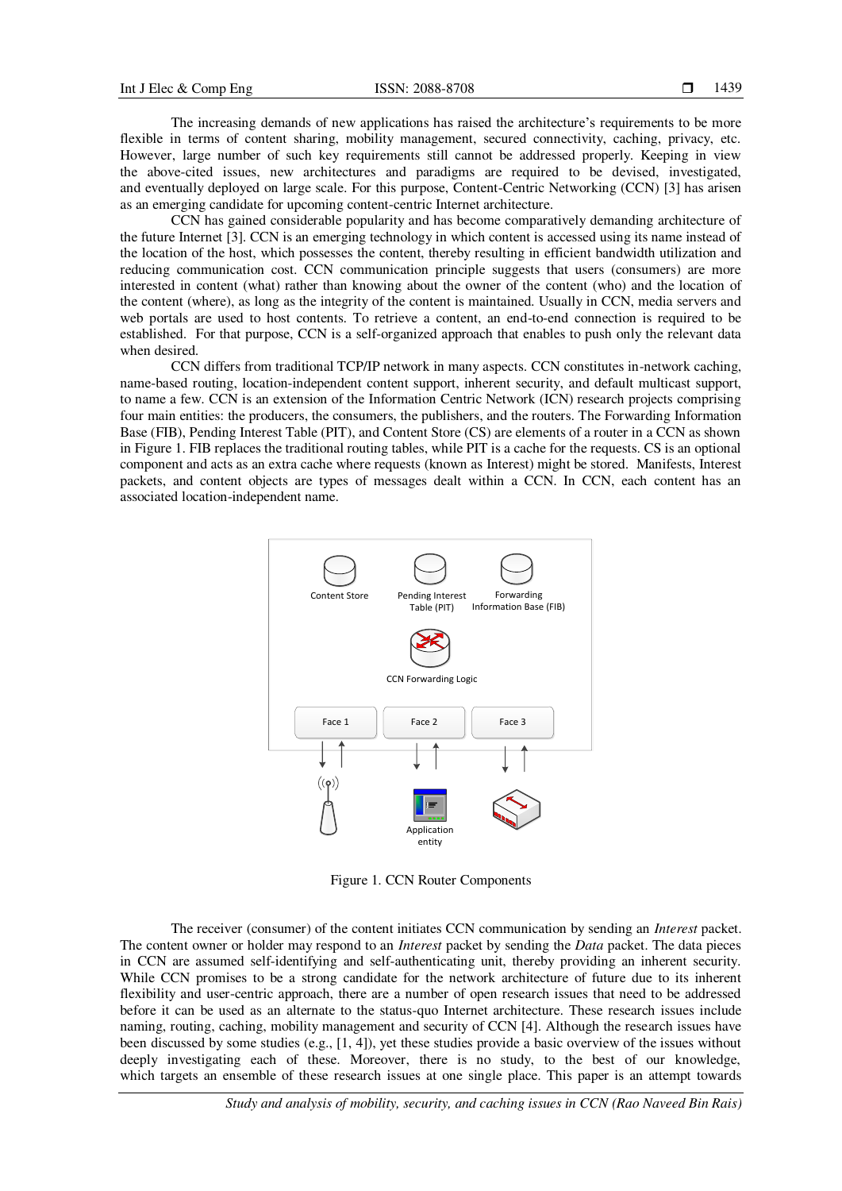The increasing demands of new applications has raised the architecture's requirements to be more flexible in terms of content sharing, mobility management, secured connectivity, caching, privacy, etc. However, large number of such key requirements still cannot be addressed properly. Keeping in view the above-cited issues, new architectures and paradigms are required to be devised, investigated, and eventually deployed on large scale. For this purpose, Content-Centric Networking (CCN) [3] has arisen as an emerging candidate for upcoming content-centric Internet architecture.

CCN has gained considerable popularity and has become comparatively demanding architecture of the future Internet [3]. CCN is an emerging technology in which content is accessed using its name instead of the location of the host, which possesses the content, thereby resulting in efficient bandwidth utilization and reducing communication cost. CCN communication principle suggests that users (consumers) are more interested in content (what) rather than knowing about the owner of the content (who) and the location of the content (where), as long as the integrity of the content is maintained. Usually in CCN, media servers and web portals are used to host contents. To retrieve a content, an end-to-end connection is required to be established. For that purpose, CCN is a self-organized approach that enables to push only the relevant data when desired.

CCN differs from traditional TCP/IP network in many aspects. CCN constitutes in-network caching, name-based routing, location-independent content support, inherent security, and default multicast support, to name a few. CCN is an extension of the Information Centric Network (ICN) research projects comprising four main entities: the producers, the consumers, the publishers, and the routers. The Forwarding Information Base (FIB), Pending Interest Table (PIT), and Content Store (CS) are elements of a router in a CCN as shown in Figure 1. FIB replaces the traditional routing tables, while PIT is a cache for the requests. CS is an optional component and acts as an extra cache where requests (known as Interest) might be stored. Manifests, Interest packets, and content objects are types of messages dealt within a CCN. In CCN, each content has an associated location-independent name.

Figure 1. CCN Router Components

The receiver (consumer) of the content initiates CCN communication by sending an *Interest* packet. The content owner or holder may respond to an *Interest* packet by sending the *Data* packet. The data pieces in CCN are assumed self-identifying and self-authenticating unit, thereby providing an inherent security. While CCN promises to be a strong candidate for the network architecture of future due to its inherent flexibility and user-centric approach, there are a number of open research issues that need to be addressed before it can be used as an alternate to the status-quo Internet architecture. These research issues include naming, routing, caching, mobility management and security of CCN [4]. Although the research issues have been discussed by some studies (e.g., [1, 4]), yet these studies provide a basic overview of the issues without deeply investigating each of these. Moreover, there is no study, to the best of our knowledge, which targets an ensemble of these research issues at one single place. This paper is an attempt towards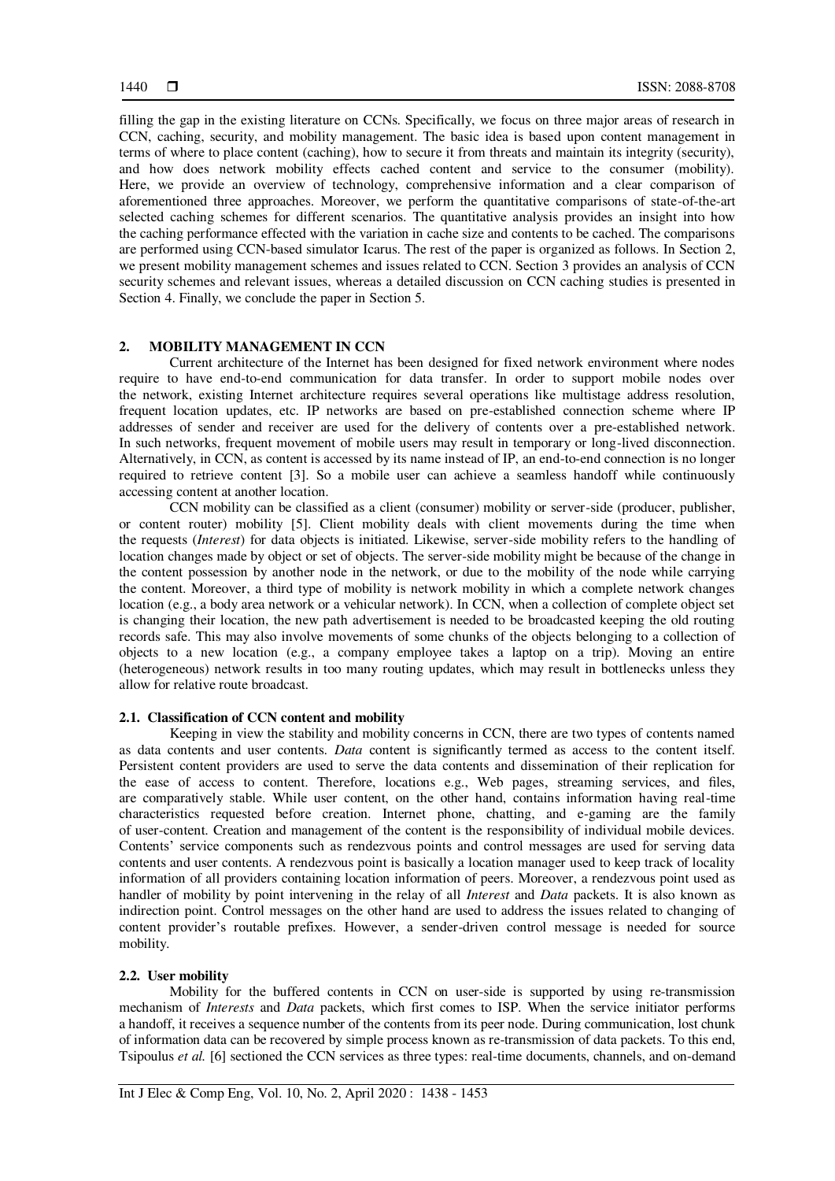filling the gap in the existing literature on CCNs. Specifically, we focus on three major areas of research in CCN, caching, security, and mobility management. The basic idea is based upon content management in terms of where to place content (caching), how to secure it from threats and maintain its integrity (security), and how does network mobility effects cached content and service to the consumer (mobility). Here, we provide an overview of technology, comprehensive information and a clear comparison of aforementioned three approaches. Moreover, we perform the quantitative comparisons of state-of-the-art selected caching schemes for different scenarios. The quantitative analysis provides an insight into how the caching performance effected with the variation in cache size and contents to be cached. The comparisons are performed using CCN-based simulator Icarus. The rest of the paper is organized as follows. In Section 2, we present mobility management schemes and issues related to CCN. Section 3 provides an analysis of CCN security schemes and relevant issues, whereas a detailed discussion on CCN caching studies is presented in Section 4. Finally, we conclude the paper in Section 5.

## 2. MOBILITY MANAGEMENT IN CCN

Current architecture of the Internet has been designed for fixed network environment where nodes require to have end-to-end communication for data transfer. In order to support mobile nodes over the network, existing Internet architecture requires several operations like multistage address resolution, frequent location updates, etc. IP networks are based on pre-established connection scheme where IP addresses of sender and receiver are used for the delivery of contents over a pre-established network. In such networks, frequent movement of mobile users may result in temporary or long-lived disconnection. Alternatively, in CCN, as content is accessed by its name instead of IP, an end-to-end connection is no longer required to retrieve content [3]. So a mobile user can achieve a seamless handoff while continuously accessing content at another location.

CCN mobility can be classified as a client (consumer) mobility or server-side (producer, publisher, or content router) mobility [5]. Client mobility deals with client movements during the time when the requests (*Interest*) for data objects is initiated. Likewise, server-side mobility refers to the handling of location changes made by object or set of objects. The server-side mobility might be because of the change in the content possession by another node in the network, or due to the mobility of the node while carrying the content. Moreover, a third type of mobility is network mobility in which a complete network changes location (e.g., a body area network or a vehicular network). In CCN, when a collection of complete object set is changing their location, the new path advertisement is needed to be broadcasted keeping the old routing records safe. This may also involve movements of some chunks of the objects belonging to a collection of objects to a new location (e.g., a company employee takes a laptop on a trip). Moving an entire (heterogeneous) network results in too many routing updates, which may result in bottlenecks unless they allow for relative route broadcast.

### 2.1. Classification of CCN content and mobility

Keeping in view the stability and mobility concerns in CCN, there are two types of contents named as data contents and user contents. *Data* content is significantly termed as access to the content itself. Persistent content providers are used to serve the data contents and dissemination of their replication for the ease of access to content. Therefore, locations e.g., Web pages, streaming services, and files, are comparatively stable. While user content, on the other hand, contains information having real-time characteristics requested before creation. Internet phone, chatting, and e-gaming are the family of user-content. Creation and management of the content is the responsibility of individual mobile devices. Contents' service components such as rendezvous points and control messages are used for serving data contents and user contents. A rendezvous point is basically a location manager used to keep track of locality information of all providers containing location information of peers. Moreover, a rendezvous point used as handler of mobility by point intervening in the relay of all *Interest* and *Data* packets. It is also known as indirection point. Control messages on the other hand are used to address the issues related to changing of content provider's routable prefixes. However, a sender-driven control message is needed for source mobility.

### 2.2. User mobility

Mobility for the buffered contents in CCN on user-side is supported by using re-transmission mechanism of *Interests* and *Data* packets, which first comes to ISP. When the service initiator performs a handoff, it receives a sequence number of the contents from its peer node. During communication, lost chunk of information data can be recovered by simple process known as re-transmission of data packets. To this end, Tsipoulus *et al.* [6] sectioned the CCN services as three types: real-time documents, channels, and on-demand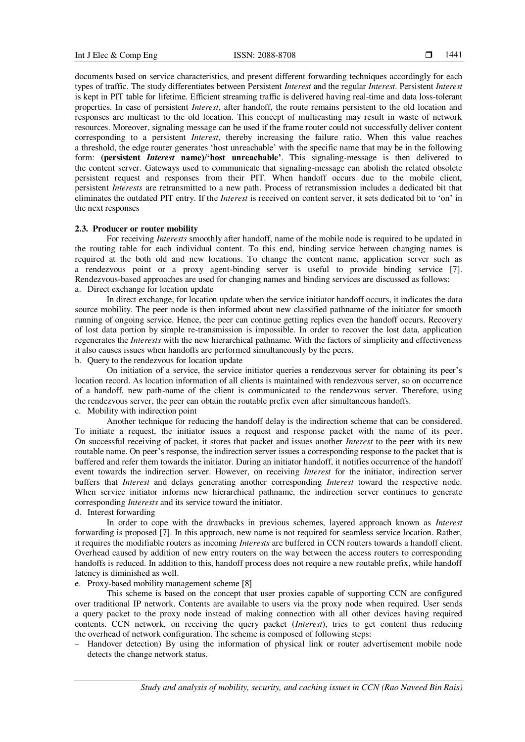documents based on service characteristics, and present different forwarding techniques accordingly for each types of traffic. The study differentiates between Persistent *Interest* and the regular *Interest*. Persistent *Interest* is kept in PIT table for lifetime. Efficient streaming traffic is delivered having real-time and data loss-tolerant properties. In case of persistent *Interest*, after handoff, the route remains persistent to the old location and responses are multicast to the old location. This concept of multicasting may result in waste of network resources. Moreover, signaling message can be used if the frame router could not successfully deliver content corresponding to a persistent *Interest*, thereby increasing the failure ratio. When this value reaches a threshold, the edge router generates 'host unreachable' with the specific name that may be in the following form: **(persistent *Interest* name)/'host unreachable'**. This signaling-message is then delivered to the content server. Gateways used to communicate that signaling-message can abolish the related obsolete persistent request and responses from their PIT. When handoff occurs due to the mobile client, persistent *Interests* are retransmitted to a new path. Process of retransmission includes a dedicated bit that eliminates the outdated PIT entry. If the *Interest* is received on content server, it sets dedicated bit to 'on' in the next responses

### 2.3. Producer or router mobility

For receiving *Interests* smoothly after handoff, name of the mobile node is required to be updated in the routing table for each individual content. To this end, binding service between changing names is required at the both old and new locations. To change the content name, application server such as a rendezvous point or a proxy agent-binding server is useful to provide binding service [7]. Rendezvous-based approaches are used for changing names and binding services are discussed as follows:

a. Direct exchange for location update

In direct exchange, for location update when the service initiator handoff occurs, it indicates the data source mobility. The peer node is then informed about new classified pathname of the initiator for smooth running of ongoing service. Hence, the peer can continue getting replies even the handoff occurs. Recovery of lost data portion by simple re-transmission is impossible. In order to recover the lost data, application regenerates the *Interests* with the new hierarchical pathname. With the factors of simplicity and effectiveness it also causes issues when handoffs are performed simultaneously by the peers.

b. Query to the rendezvous for location update

On initiation of a service, the service initiator queries a rendezvous server for obtaining its peer's location record. As location information of all clients is maintained with rendezvous server, so on occurrence of a handoff, new path-name of the client is communicated to the rendezvous server. Therefore, using the rendezvous server, the peer can obtain the routable prefix even after simultaneous handoffs.

c. Mobility with indirection point

Another technique for reducing the handoff delay is the indirection scheme that can be considered. To initiate a request, the initiator issues a request and response packet with the name of its peer. On successful receiving of packet, it stores that packet and issues another *Interest* to the peer with its new routable name. On peer's response, the indirection server issues a corresponding response to the packet that is buffered and refer them towards the initiator. During an initiator handoff, it notifies occurrence of the handoff event towards the indirection server. However, on receiving *Interest* for the initiator, indirection server buffers that *Interest* and delays generating another corresponding *Interest* toward the respective node. When service initiator informs new hierarchical pathname, the indirection server continues to generate corresponding *Interests* and its service toward the initiator.

d. Interest forwarding

In order to cope with the drawbacks in previous schemes, layered approach known as *Interest* forwarding is proposed [7]. In this approach, new name is not required for seamless service location. Rather, it requires the modifiable routers as incoming *Interests* are buffered in CCN routers towards a handoff client. Overhead caused by addition of new entry routers on the way between the access routers to corresponding handoffs is reduced. In addition to this, handoff process does not require a new routable prefix, while handoff latency is diminished as well.

e. Proxy-based mobility management scheme [8]

This scheme is based on the concept that user proxies capable of supporting CCN are configured over traditional IP network. Contents are available to users via the proxy node when required. User sends a query packet to the proxy node instead of making connection with all other devices having required contents. CCN network, on receiving the query packet (*Interest*), tries to get content thus reducing the overhead of network configuration. The scheme is composed of following steps:

- Handover detection) By using the information of physical link or router advertisement mobile node detects the change network status.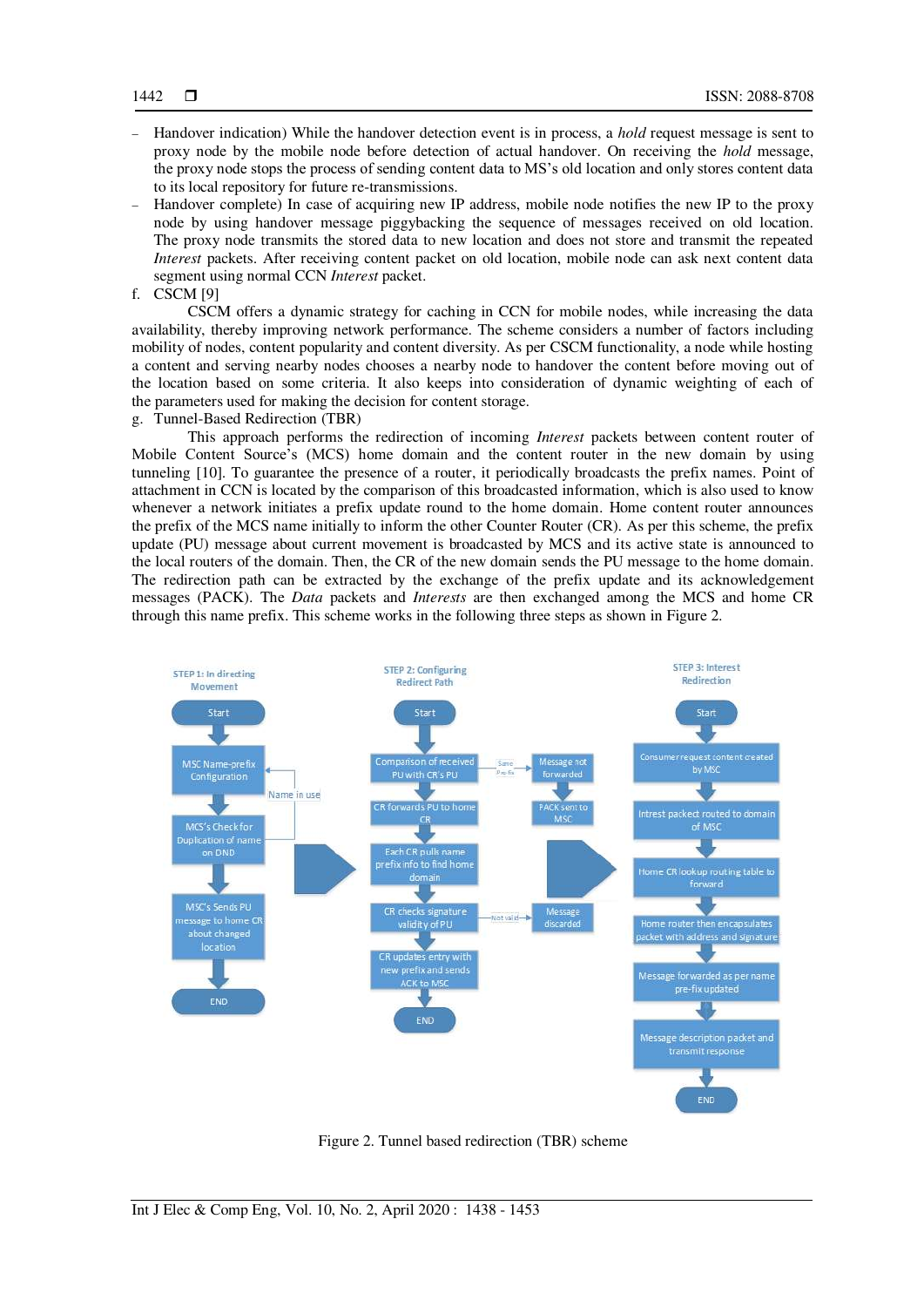- Handover indication) While the handover detection event is in process, a *hold* request message is sent to proxy node by the mobile node before detection of actual handover. On receiving the *hold* message, the proxy node stops the process of sending content data to MS's old location and only stores content data to its local repository for future re-transmissions.
- Handover complete) In case of acquiring new IP address, mobile node notifies the new IP to the proxy node by using handover message piggybacking the sequence of messages received on old location. The proxy node transmits the stored data to new location and does not store and transmit the repeated *Interest* packets. After receiving content packet on old location, mobile node can ask next content data segment using normal CCN *Interest* packet.

f. CSCM [9]

CSCM offers a dynamic strategy for caching in CCN for mobile nodes, while increasing the data availability, thereby improving network performance. The scheme considers a number of factors including mobility of nodes, content popularity and content diversity. As per CSCM functionality, a node while hosting a content and serving nearby nodes chooses a nearby node to handover the content before moving out of the location based on some criteria. It also keeps into consideration of dynamic weighting of each of the parameters used for making the decision for content storage.

g. Tunnel-Based Redirection (TBR)

This approach performs the redirection of incoming *Interest* packets between content router of Mobile Content Source's (MCS) home domain and the content router in the new domain by using tunneling [10]. To guarantee the presence of a router, it periodically broadcasts the prefix names. Point of attachment in CCN is located by the comparison of this broadcasted information, which is also used to know whenever a network initiates a prefix update round to the home domain. Home content router announces the prefix of the MCS name initially to inform the other Counter Router (CR). As per this scheme, the prefix update (PU) message about current movement is broadcasted by MCS and its active state is announced to the local routers of the domain. Then, the CR of the new domain sends the PU message to the home domain. The redirection path can be extracted by the exchange of the prefix update and its acknowledgement messages (PACK). The *Data* packets and *Interests* are then exchanged among the MCS and home CR through this name prefix. This scheme works in the following three steps as shown in Figure 2.

Figure 2. Tunnel based redirection (TBR) scheme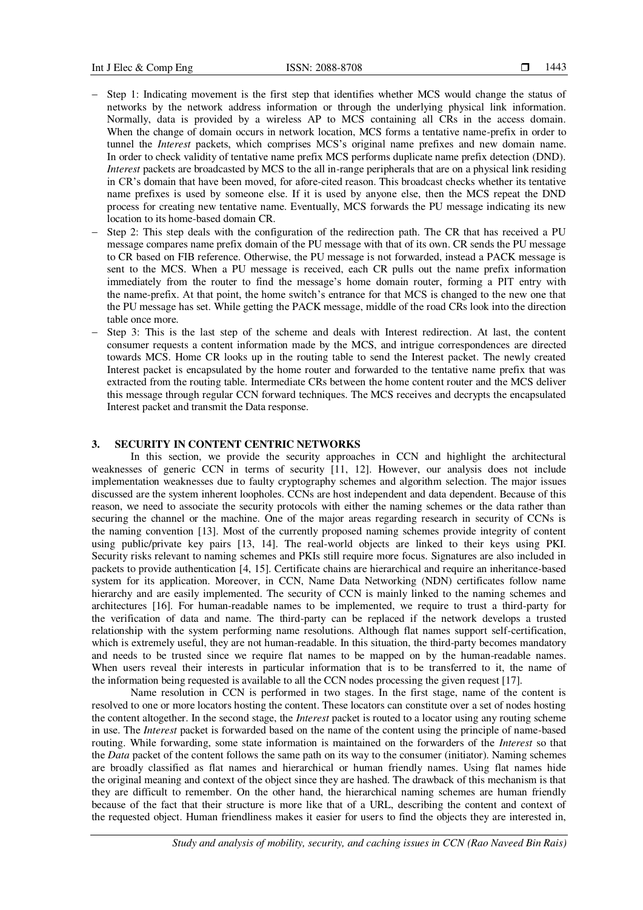- Step 1: Indicating movement is the first step that identifies whether MCS would change the status of networks by the network address information or through the underlying physical link information. Normally, data is provided by a wireless AP to MCS containing all CRs in the access domain. When the change of domain occurs in network location, MCS forms a tentative name-prefix in order to tunnel the *Interest* packets, which comprises MCS's original name prefixes and new domain name. In order to check validity of tentative name prefix MCS performs duplicate name prefix detection (DND). *Interest* packets are broadcasted by MCS to the all in-range peripherals that are on a physical link residing in CR's domain that have been moved, for afore-cited reason. This broadcast checks whether its tentative name prefixes is used by someone else. If it is used by anyone else, then the MCS repeat the DND process for creating new tentative name. Eventually, MCS forwards the PU message indicating its new location to its home-based domain CR.
- Step 2: This step deals with the configuration of the redirection path. The CR that has received a PU message compares name prefix domain of the PU message with that of its own. CR sends the PU message to CR based on FIB reference. Otherwise, the PU message is not forwarded, instead a PACK message is sent to the MCS. When a PU message is received, each CR pulls out the name prefix information immediately from the router to find the message's home domain router, forming a PIT entry with the name-prefix. At that point, the home switch's entrance for that MCS is changed to the new one that the PU message has set. While getting the PACK message, middle of the road CRs look into the direction table once more.
- Step 3: This is the last step of the scheme and deals with Interest redirection. At last, the content consumer requests a content information made by the MCS, and intrigue correspondences are directed towards MCS. Home CR looks up in the routing table to send the Interest packet. The newly created Interest packet is encapsulated by the home router and forwarded to the tentative name prefix that was extracted from the routing table. Intermediate CRs between the home content router and the MCS deliver this message through regular CCN forward techniques. The MCS receives and decrypts the encapsulated Interest packet and transmit the Data response.

## 3. SECURITY IN CONTENT CENTRIC NETWORKS

In this section, we provide the security approaches in CCN and highlight the architectural weaknesses of generic CCN in terms of security [11, 12]. However, our analysis does not include implementation weaknesses due to faulty cryptography schemes and algorithm selection. The major issues discussed are the system inherent loopholes. CCNs are host independent and data dependent. Because of this reason, we need to associate the security protocols with either the naming schemes or the data rather than securing the channel or the machine. One of the major areas regarding research in security of CCNs is the naming convention [13]. Most of the currently proposed naming schemes provide integrity of content using public/private key pairs [13, 14]. The real-world objects are linked to their keys using PKI. Security risks relevant to naming schemes and PKIs still require more focus. Signatures are also included in packets to provide authentication [4, 15]. Certificate chains are hierarchical and require an inheritance-based system for its application. Moreover, in CCN, Name Data Networking (NDN) certificates follow name hierarchy and are easily implemented. The security of CCN is mainly linked to the naming schemes and architectures [16]. For human-readable names to be implemented, we require to trust a third-party for the verification of data and name. The third-party can be replaced if the network develops a trusted relationship with the system performing name resolutions. Although flat names support self-certification, which is extremely useful, they are not human-readable. In this situation, the third-party becomes mandatory and needs to be trusted since we require flat names to be mapped on by the human-readable names. When users reveal their interests in particular information that is to be transferred to it, the name of the information being requested is available to all the CCN nodes processing the given request [17].

Name resolution in CCN is performed in two stages. In the first stage, name of the content is resolved to one or more locators hosting the content. These locators can constitute over a set of nodes hosting the content altogether. In the second stage, the *Interest* packet is routed to a locator using any routing scheme in use. The *Interest* packet is forwarded based on the name of the content using the principle of name-based routing. While forwarding, some state information is maintained on the forwarders of the *Interest* so that the *Data* packet of the content follows the same path on its way to the consumer (initiator). Naming schemes are broadly classified as flat names and hierarchical or human friendly names. Using flat names hide the original meaning and context of the object since they are hashed. The drawback of this mechanism is that they are difficult to remember. On the other hand, the hierarchical naming schemes are human friendly because of the fact that their structure is more like that of a URL, describing the content and context of the requested object. Human friendliness makes it easier for users to find the objects they are interested in,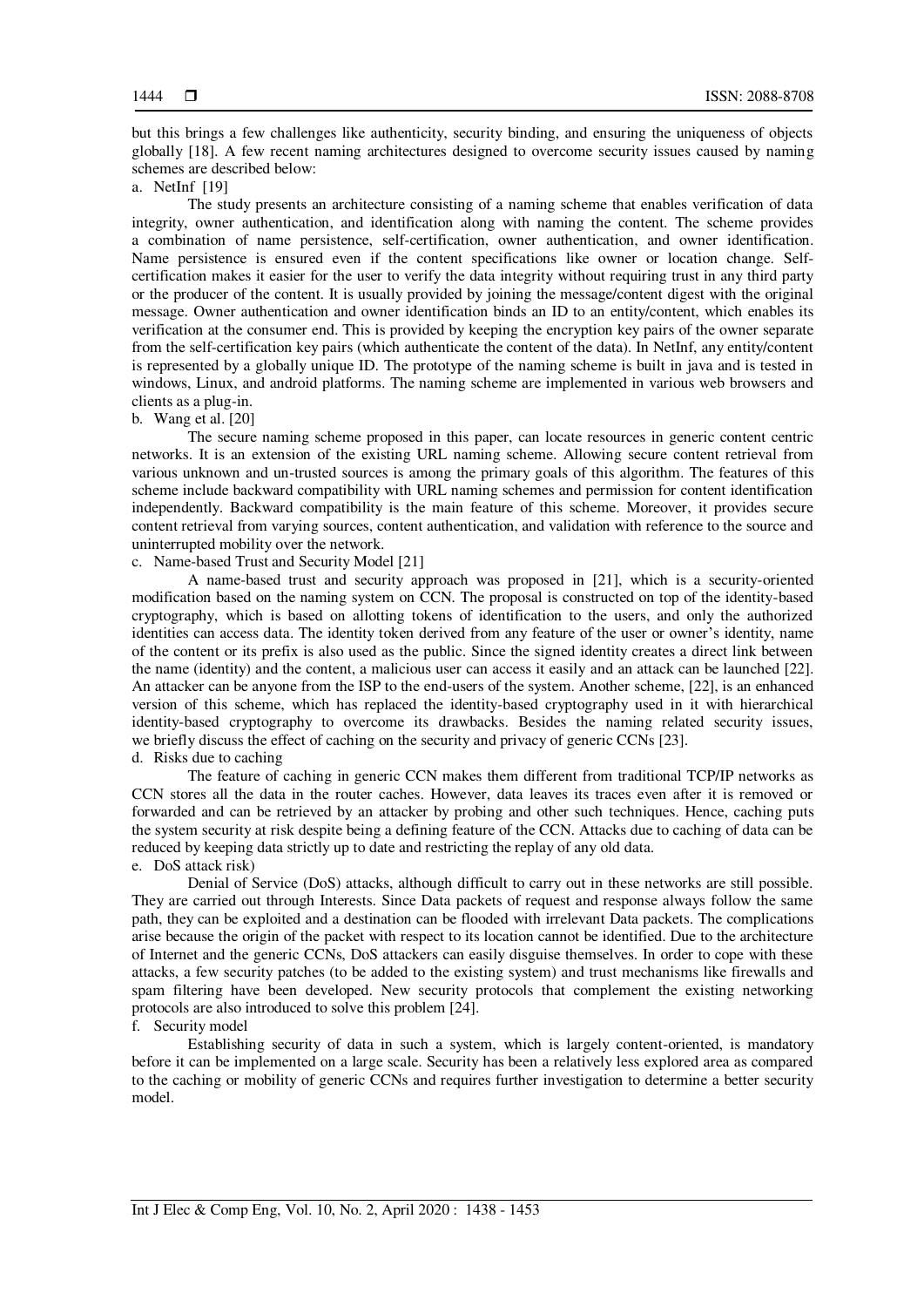but this brings a few challenges like authenticity, security binding, and ensuring the uniqueness of objects globally [18]. A few recent naming architectures designed to overcome security issues caused by naming schemes are described below:

a. NetInf [19]

The study presents an architecture consisting of a naming scheme that enables verification of data integrity, owner authentication, and identification along with naming the content. The scheme provides a combination of name persistence, self-certification, owner authentication, and owner identification. Name persistence is ensured even if the content specifications like owner or location change. Self-certification makes it easier for the user to verify the data integrity without requiring trust in any third party or the producer of the content. It is usually provided by joining the message/content digest with the original message. Owner authentication and owner identification binds an ID to an entity/content, which enables its verification at the consumer end. This is provided by keeping the encryption key pairs of the owner separate from the self-certification key pairs (which authenticate the content of the data). In NetInf, any entity/content is represented by a globally unique ID. The prototype of the naming scheme is built in java and is tested in windows, Linux, and android platforms. The naming scheme are implemented in various web browsers and clients as a plug-in.

b. Wang et al. [20]

The secure naming scheme proposed in this paper, can locate resources in generic content centric networks. It is an extension of the existing URL naming scheme. Allowing secure content retrieval from various unknown and un-trusted sources is among the primary goals of this algorithm. The features of this scheme include backward compatibility with URL naming schemes and permission for content identification independently. Backward compatibility is the main feature of this scheme. Moreover, it provides secure content retrieval from varying sources, content authentication, and validation with reference to the source and uninterrupted mobility over the network.

c. Name-based Trust and Security Model [21]

A name-based trust and security approach was proposed in [21], which is a security-oriented modification based on the naming system on CCN. The proposal is constructed on top of the identity-based cryptography, which is based on allotting tokens of identification to the users, and only the authorized identities can access data. The identity token derived from any feature of the user or owner's identity, name of the content or its prefix is also used as the public. Since the signed identity creates a direct link between the name (identity) and the content, a malicious user can access it easily and an attack can be launched [22]. An attacker can be anyone from the ISP to the end-users of the system. Another scheme, [22], is an enhanced version of this scheme, which has replaced the identity-based cryptography used in it with hierarchical identity-based cryptography to overcome its drawbacks. Besides the naming related security issues, we briefly discuss the effect of caching on the security and privacy of generic CCNs [23].

d. Risks due to caching

The feature of caching in generic CCN makes them different from traditional TCP/IP networks as CCN stores all the data in the router caches. However, data leaves its traces even after it is removed or forwarded and can be retrieved by an attacker by probing and other such techniques. Hence, caching puts the system security at risk despite being a defining feature of the CCN. Attacks due to caching of data can be reduced by keeping data strictly up to date and restricting the replay of any old data.

e. DoS attack risk)

Denial of Service (DoS) attacks, although difficult to carry out in these networks are still possible. They are carried out through Interests. Since Data packets of request and response always follow the same path, they can be exploited and a destination can be flooded with irrelevant Data packets. The complications arise because the origin of the packet with respect to its location cannot be identified. Due to the architecture of Internet and the generic CCNs, DoS attackers can easily disguise themselves. In order to cope with these attacks, a few security patches (to be added to the existing system) and trust mechanisms like firewalls and spam filtering have been developed. New security protocols that complement the existing networking protocols are also introduced to solve this problem [24].

f. Security model

Establishing security of data in such a system, which is largely content-oriented, is mandatory before it can be implemented on a large scale. Security has been a relatively less explored area as compared to the caching or mobility of generic CCNs and requires further investigation to determine a better security model.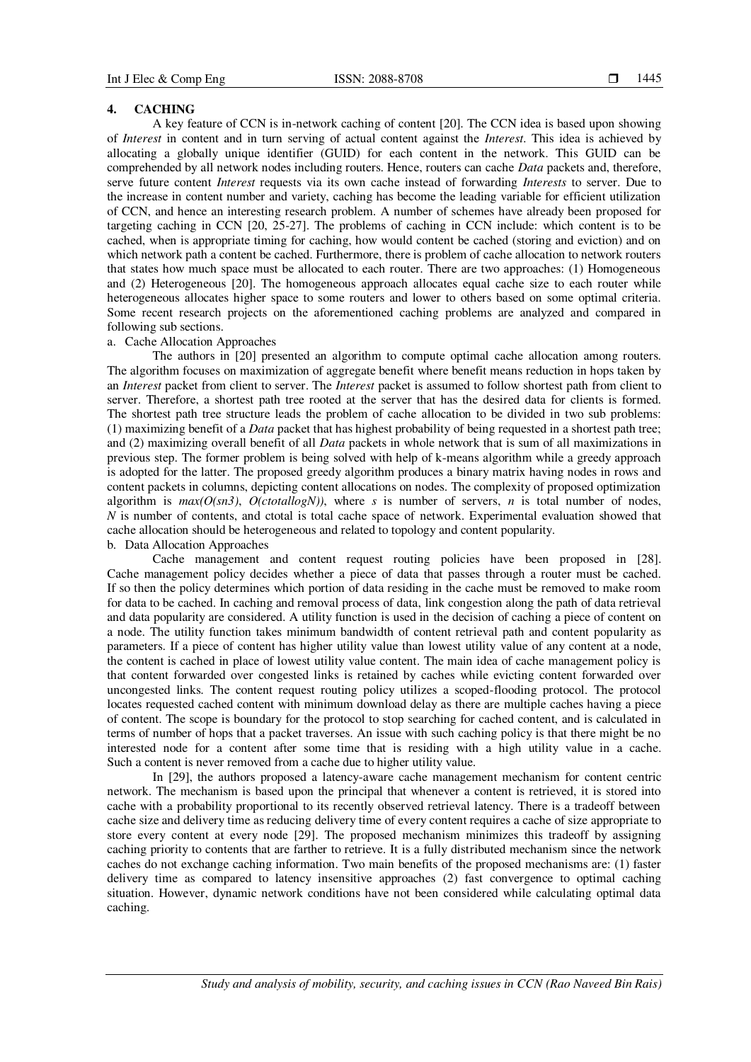## 4. CACHING

A key feature of CCN is in-network caching of content [20]. The CCN idea is based upon showing of *Interest* in content and in turn serving of actual content against the *Interest*. This idea is achieved by allocating a globally unique identifier (GUID) for each content in the network. This GUID can be comprehended by all network nodes including routers. Hence, routers can cache *Data* packets and, therefore, serve future content *Interest* requests via its own cache instead of forwarding *Interests* to server. Due to the increase in content number and variety, caching has become the leading variable for efficient utilization of CCN, and hence an interesting research problem. A number of schemes have already been proposed for targeting caching in CCN [20, 25-27]. The problems of caching in CCN include: which content is to be cached, when is appropriate timing for caching, how would content be cached (storing and eviction) and on which network path a content be cached. Furthermore, there is problem of cache allocation to network routers that states how much space must be allocated to each router. There are two approaches: (1) Homogeneous and (2) Heterogeneous [20]. The homogeneous approach allocates equal cache size to each router while heterogeneous allocates higher space to some routers and lower to others based on some optimal criteria. Some recent research projects on the aforementioned caching problems are analyzed and compared in following sub sections.

a. Cache Allocation Approaches

The authors in [20] presented an algorithm to compute optimal cache allocation among routers. The algorithm focuses on maximization of aggregate benefit where benefit means reduction in hops taken by an *Interest* packet from client to server. The *Interest* packet is assumed to follow shortest path from client to server. Therefore, a shortest path tree rooted at the server that has the desired data for clients is formed. The shortest path tree structure leads the problem of cache allocation to be divided in two sub problems: (1) maximizing benefit of a *Data* packet that has highest probability of being requested in a shortest path tree; and (2) maximizing overall benefit of all *Data* packets in whole network that is sum of all maximizations in previous step. The former problem is being solved with help of k-means algorithm while a greedy approach is adopted for the latter. The proposed greedy algorithm produces a binary matrix having nodes in rows and content packets in columns, depicting content allocations on nodes. The complexity of proposed optimization algorithm is $max(O(sn^3), O(c_{total}logN))$, where $s$ is number of servers, $n$ is total number of nodes, $N$ is number of contents, and $c_{total}$ is total cache space of network. Experimental evaluation showed that cache allocation should be heterogeneous and related to topology and content popularity.

b. Data Allocation Approaches

Cache management and content request routing policies have been proposed in [28]. Cache management policy decides whether a piece of data that passes through a router must be cached. If so then the policy determines which portion of data residing in the cache must be removed to make room for data to be cached. In caching and removal process of data, link congestion along the path of data retrieval and data popularity are considered. A utility function is used in the decision of caching a piece of content on a node. The utility function takes minimum bandwidth of content retrieval path and content popularity as parameters. If a piece of content has higher utility value than lowest utility value of any content at a node, the content is cached in place of lowest utility value content. The main idea of cache management policy is that content forwarded over congested links is retained by caches while evicting content forwarded over uncongested links. The content request routing policy utilizes a scoped-flooding protocol. The protocol locates requested cached content with minimum download delay as there are multiple caches having a piece of content. The scope is boundary for the protocol to stop searching for cached content, and is calculated in terms of number of hops that a packet traverses. An issue with such caching policy is that there might be no interested node for a content after some time that is residing with a high utility value in a cache. Such a content is never removed from a cache due to higher utility value.

In [29], the authors proposed a latency-aware cache management mechanism for content centric network. The mechanism is based upon the principal that whenever a content is retrieved, it is stored into cache with a probability proportional to its recently observed retrieval latency. There is a tradeoff between cache size and delivery time as reducing delivery time of every content requires a cache of size appropriate to store every content at every node [29]. The proposed mechanism minimizes this tradeoff by assigning caching priority to contents that are farther to retrieve. It is a fully distributed mechanism since the network caches do not exchange caching information. Two main benefits of the proposed mechanisms are: (1) faster delivery time as compared to latency insensitive approaches (2) fast convergence to optimal caching situation. However, dynamic network conditions have not been considered while calculating optimal data caching.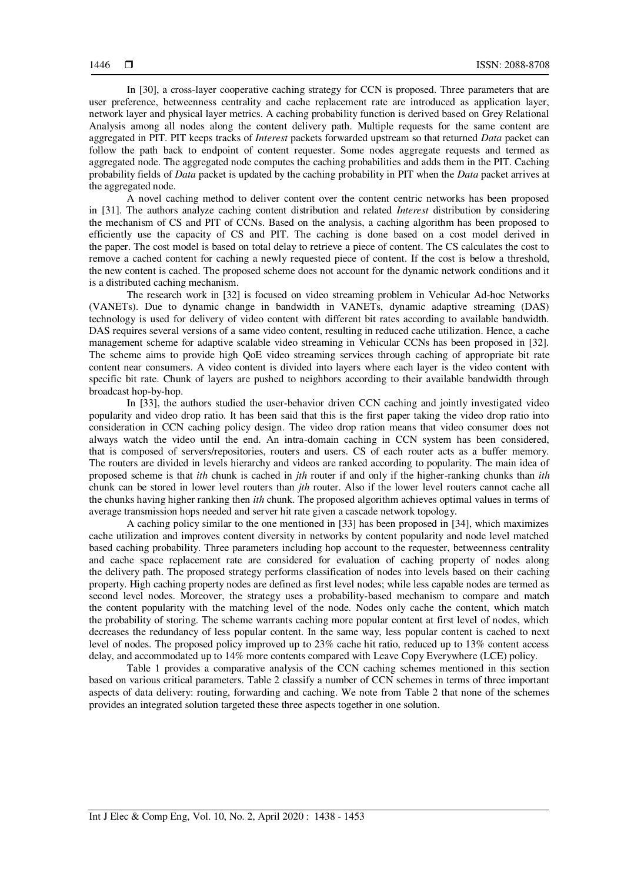In [30], a cross-layer cooperative caching strategy for CCN is proposed. Three parameters that are user preference, betweenness centrality and cache replacement rate are introduced as application layer, network layer and physical layer metrics. A caching probability function is derived based on Grey Relational Analysis among all nodes along the content delivery path. Multiple requests for the same content are aggregated in PIT. PIT keeps tracks of *Interest* packets forwarded upstream so that returned *Data* packet can follow the path back to endpoint of content requester. Some nodes aggregate requests and termed as aggregated node. The aggregated node computes the caching probabilities and adds them in the PIT. Caching probability fields of *Data* packet is updated by the caching probability in PIT when the *Data* packet arrives at the aggregated node.

A novel caching method to deliver content over the content centric networks has been proposed in [31]. The authors analyze caching content distribution and related *Interest* distribution by considering the mechanism of CS and PIT of CCNs. Based on the analysis, a caching algorithm has been proposed to efficiently use the capacity of CS and PIT. The caching is done based on a cost model derived in the paper. The cost model is based on total delay to retrieve a piece of content. The CS calculates the cost to remove a cached content for caching a newly requested piece of content. If the cost is below a threshold, the new content is cached. The proposed scheme does not account for the dynamic network conditions and it is a distributed caching mechanism.

The research work in [32] is focused on video streaming problem in Vehicular Ad-hoc Networks (VANETs). Due to dynamic change in bandwidth in VANETs, dynamic adaptive streaming (DAS) technology is used for delivery of video content with different bit rates according to available bandwidth. DAS requires several versions of a same video content, resulting in reduced cache utilization. Hence, a cache management scheme for adaptive scalable video streaming in Vehicular CCNs has been proposed in [32]. The scheme aims to provide high QoE video streaming services through caching of appropriate bit rate content near consumers. A video content is divided into layers where each layer is the video content with specific bit rate. Chunk of layers are pushed to neighbors according to their available bandwidth through broadcast hop-by-hop.

In [33], the authors studied the user-behavior driven CCN caching and jointly investigated video popularity and video drop ratio. It has been said that this is the first paper taking the video drop ratio into consideration in CCN caching policy design. The video drop ration means that video consumer does not always watch the video until the end. An intra-domain caching in CCN system has been considered, that is composed of servers/repositories, routers and users. CS of each router acts as a buffer memory. The routers are divided in levels hierarchy and videos are ranked according to popularity. The main idea of proposed scheme is that *ith* chunk is cached in *jth* router if and only if the higher-ranking chunks than *ith* chunk can be stored in lower level routers than *jth* router. Also if the lower level routers cannot cache all the chunks having higher ranking then *ith* chunk. The proposed algorithm achieves optimal values in terms of average transmission hops needed and server hit rate given a cascade network topology.

A caching policy similar to the one mentioned in [33] has been proposed in [34], which maximizes cache utilization and improves content diversity in networks by content popularity and node level matched based caching probability. Three parameters including hop account to the requester, betweenness centrality and cache space replacement rate are considered for evaluation of caching property of nodes along the delivery path. The proposed strategy performs classification of nodes into levels based on their caching property. High caching property nodes are defined as first level nodes; while less capable nodes are termed as second level nodes. Moreover, the strategy uses a probability-based mechanism to compare and match the content popularity with the matching level of the node. Nodes only cache the content, which match the probability of storing. The scheme warrants caching more popular content at first level of nodes, which decreases the redundancy of less popular content. In the same way, less popular content is cached to next level of nodes. The proposed policy improved up to 23% cache hit ratio, reduced up to 13% content access delay, and accommodated up to 14% more contents compared with Leave Copy Everywhere (LCE) policy.

Table 1 provides a comparative analysis of the CCN caching schemes mentioned in this section based on various critical parameters. Table 2 classify a number of CCN schemes in terms of three important aspects of data delivery: routing, forwarding and caching. We note from Table 2 that none of the schemes provides an integrated solution targeted these three aspects together in one solution.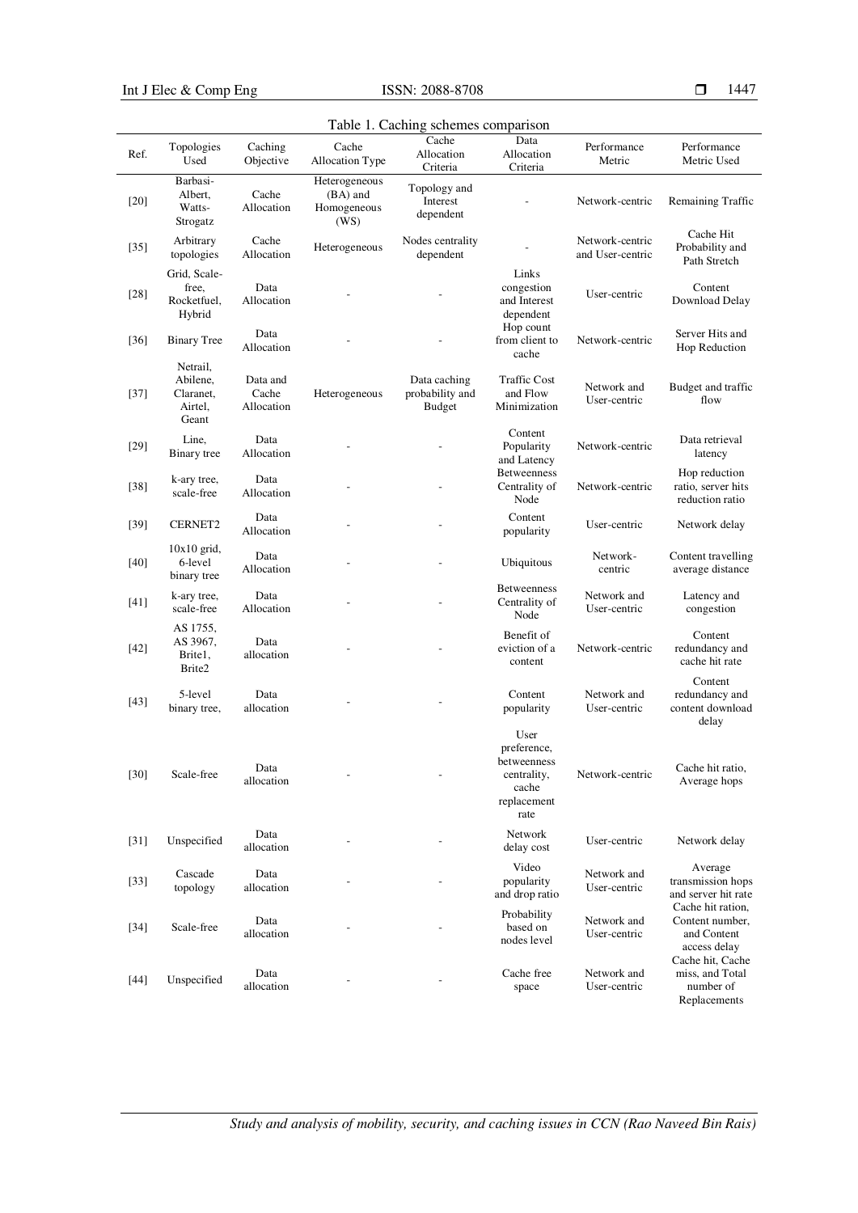Table 1. Caching schemes comparison

| Ref. | Topologies Used | Caching Objective | Cache Allocation Type | Cache Allocation Criteria | Data Allocation Criteria | Performance Metric | Performance Metric Used |
|---|---|---|---|---|---|---|---|
| [20] | Barbasi-Albert, Watts-Strogatz | Cache Allocation | Heterogeneous (BA) and Homogeneous (WS) | Topology and Interest dependent | - | Network-centric | Remaining Traffic |
| [35] | Arbitrary topologies | Cache Allocation | Heterogeneous | Nodes centrality dependent | - | Network-centric and User-centric | Cache Hit Probability and Path Stretch |
| [28] | Grid, Scale-free, Rocketfuel, Hybrid | Data Allocation | - | - | Links congestion and Interest dependent | User-centric | Content Download Delay |
| [36] | Binary Tree | Data Allocation | - | - | Hop count from client to cache | Network-centric | Server Hits and Hop Reduction |
| [37] | Netrail, Abilene, Claranet, Airtel, Geant | Data and Cache Allocation | Heterogeneous | Data caching probability and Budget | Traffic Cost and Flow Minimization | Network and User-centric | Budget and traffic flow |
| [29] | Line, Binary tree | Data Allocation | - | - | Content Popularity and Latency | Network-centric | Data retrieval latency |
| [38] | k-ary tree, scale-free | Data Allocation | - | - | Betweenness Centrality of Node | Network-centric | Hop reduction ratio, server hits reduction ratio |
| [39] | CERNET2 | Data Allocation | - | - | Content popularity | User-centric | Network delay |
| [40] | 10x10 grid, 6-level binary tree | Data Allocation | - | - | Ubiquitous | Network-centric | Content travelling average distance |
| [41] | k-ary tree, scale-free | Data Allocation | - | - | Betweenness Centrality of Node | Network and User-centric | Latency and congestion |
| [42] | AS 1755, AS 3967, Brite1, Brite2 | Data allocation | - | - | Benefit of eviction of a content | Network-centric | Content redundancy and cache hit rate |
| [43] | 5-level binary tree, | Data allocation | - | - | Content popularity | Network and User-centric | Content redundancy and content download delay |
| [30] | Scale-free | Data allocation | - | - | User preference, betweenness centrality, cache replacement rate | Network-centric | Cache hit ratio, Average hops |
| [31] | Unspecified | Data allocation | - | - | Network delay cost | User-centric | Network delay |
| [33] | Cascade topology | Data allocation | - | - | Video popularity and drop ratio | Network and User-centric | Average transmission hops and server hit rate |
| [34] | Scale-free | Data allocation | - | - | Probability based on nodes level | Network and User-centric | Cache hit ration, Content number, and Content access delay |
| [44] | Unspecified | Data allocation | - | - | Cache free space | Network and User-centric | Cache hit, Cache miss, and Total number of Replacements |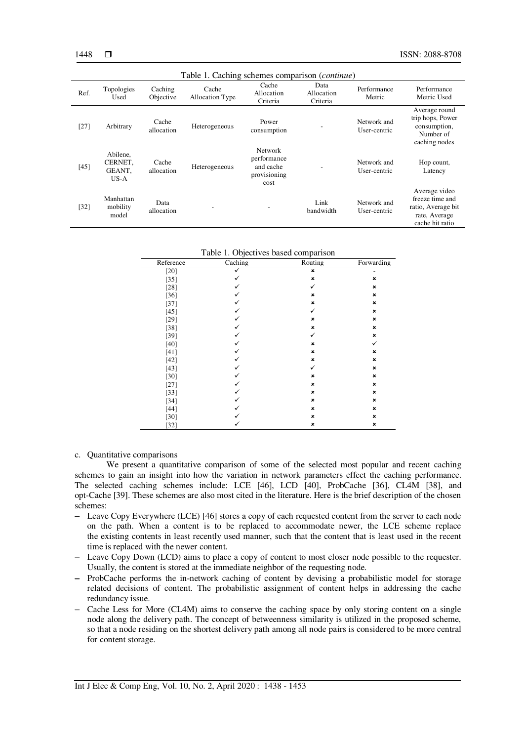Table 1. Caching schemes comparison (*continue*)

| Ref. | Topologies Used | Caching Objective | Cache Allocation Type | Cache Allocation Criteria | Data Allocation Criteria | Performance Metric | Performance Metric Used |
|---|---|---|---|---|---|---|---|
| [27] | Arbitrary | Cache allocation | Heterogeneous | Power consumption | - | Network and User-centric | Average round trip hops, Power consumption, Number of caching nodes |
| [45] | Abilene, CERNET, GEANT, US-A | Cache allocation | Heterogeneous | Network performance and cache provisioning cost | - | Network and User-centric | Hop count, Latency |
| [32] | Manhattan mobility model | Data allocation | - | - | Link bandwidth | Network and User-centric | Average video freeze time and ratio, Average bit rate, Average cache hit ratio |

Table 1. Objectives based comparison

| Reference | Caching | Routing | Forwarding |
|---|---|---|---|
| [20] | ✓ | × | - |
| [35] | ✓ | × | × |
| [28] | ✓ | ✓ | × |
| [36] | ✓ | × | × |
| [37] | ✓ | × | × |
| [45] | ✓ | ✓ | × |
| [29] | ✓ | × | × |
| [38] | ✓ | × | × |
| [39] | ✓ | ✓ | × |
| [40] | ✓ | × | ✓ |
| [41] | ✓ | × | × |
| [42] | ✓ | × | × |
| [43] | ✓ | ✓ | × |
| [30] | ✓ | × | × |
| [27] | ✓ | × | × |
| [33] | ✓ | × | × |
| [34] | ✓ | × | × |
| [44] | ✓ | × | × |
| [30] | ✓ | × | × |
| [32] | ✓ | × | × |

c. Quantitative comparisons

We present a quantitative comparison of some of the selected most popular and recent caching schemes to gain an insight into how the variation in network parameters effect the caching performance. The selected caching schemes include: LCE [46], LCD [40], ProbCache [36], CL4M [38], and opt-Cache [39]. These schemes are also most cited in the literature. Here is the brief description of the chosen schemes:

- Leave Copy Everywhere (LCE) [46] stores a copy of each requested content from the server to each node on the path. When a content is to be replaced to accommodate newer, the LCE scheme replace the existing contents in least recently used manner, such that the content that is least used in the recent time is replaced with the newer content.
- Leave Copy Down (LCD) aims to place a copy of content to most closer node possible to the requester. Usually, the content is stored at the immediate neighbor of the requesting node.
- ProbCache performs the in-network caching of content by devising a probabilistic model for storage related decisions of content. The probabilistic assignment of content helps in addressing the cache redundancy issue.
- Cache Less for More (CL4M) aims to conserve the caching space by only storing content on a single node along the delivery path. The concept of betweenness similarity is utilized in the proposed scheme, so that a node residing on the shortest delivery path among all node pairs is considered to be more central for content storage.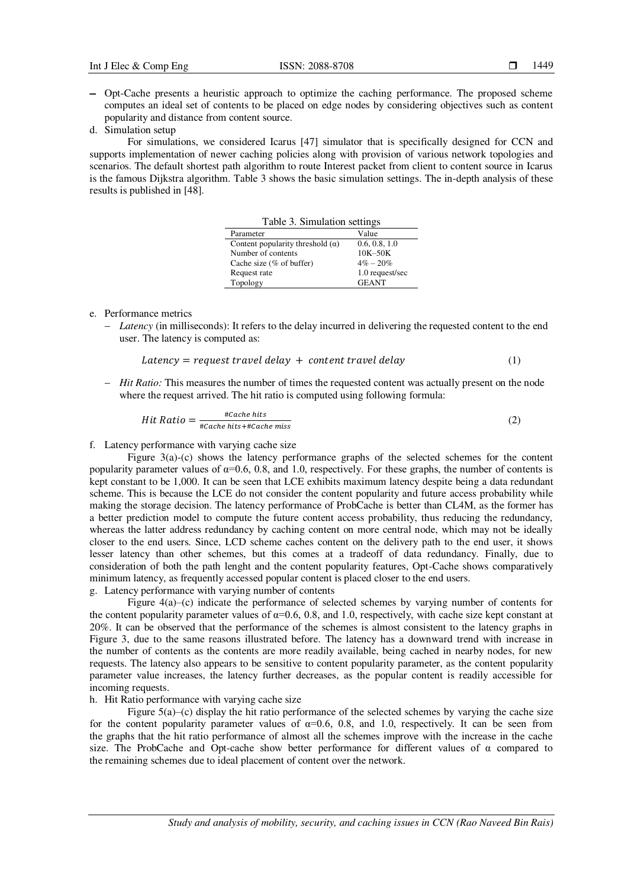- Opt-Cache presents a heuristic approach to optimize the caching performance. The proposed scheme computes an ideal set of contents to be placed on edge nodes by considering objectives such as content popularity and distance from content source.

d. Simulation setup

For simulations, we considered Icarus [47] simulator that is specifically designed for CCN and supports implementation of newer caching policies along with provision of various network topologies and scenarios. The default shortest path algorithm to route Interest packet from client to content source in Icarus is the famous Dijkstra algorithm. Table 3 shows the basic simulation settings. The in-depth analysis of these results is published in [48].

Table 3. Simulation settings

| Parameter | Value |
|---|---|
| Content popularity threshold (α) | 0.6, 0.8, 1.0 |
| Number of contents | 10K–50K |
| Cache size (% of buffer) | 4% – 20% |
| Request rate | 1.0 request/sec |
| Topology | GEANT |

e. Performance metrics

- *Latency* (in milliseconds): It refers to the delay incurred in delivering the requested content to the end user. The latency is computed as:

$$Latency = request\ travel\ delay\ +\ content\ travel\ delay \tag{1}$$

- *Hit Ratio:* This measures the number of times the requested content was actually present on the node where the request arrived. The hit ratio is computed using following formula:

$$Hit\ Ratio = \frac{\#Cache\ hits}{\#Cache\ hits + \#Cache\ miss} \tag{2}$$

f. Latency performance with varying cache size

Figure 3(a)-(c) shows the latency performance graphs of the selected schemes for the content popularity parameter values of α=0.6, 0.8, and 1.0, respectively. For these graphs, the number of contents is kept constant to be 1,000. It can be seen that LCE exhibits maximum latency despite being a data redundant scheme. This is because the LCE do not consider the content popularity and future access probability while making the storage decision. The latency performance of ProbCache is better than CL4M, as the former has a better prediction model to compute the future content access probability, thus reducing the redundancy, whereas the latter address redundancy by caching content on more central node, which may not be ideally closer to the end users. Since, LCD scheme caches content on the delivery path to the end user, it shows lesser latency than other schemes, but this comes at a tradeoff of data redundancy. Finally, due to consideration of both the path lenght and the content popularity features, Opt-Cache shows comparatively minimum latency, as frequently accessed popular content is placed closer to the end users.

g. Latency performance with varying number of contents

Figure 4(a)–(c) indicate the performance of selected schemes by varying number of contents for the content popularity parameter values of α=0.6, 0.8, and 1.0, respectively, with cache size kept constant at 20%. It can be observed that the performance of the schemes is almost consistent to the latency graphs in Figure 3, due to the same reasons illustrated before. The latency has a downward trend with increase in the number of contents as the contents are more readily available, being cached in nearby nodes, for new requests. The latency also appears to be sensitive to content popularity parameter, as the content popularity parameter value increases, the latency further decreases, as the popular content is readily accessible for incoming requests.

h. Hit Ratio performance with varying cache size

Figure 5(a)–(c) display the hit ratio performance of the selected schemes by varying the cache size for the content popularity parameter values of α=0.6, 0.8, and 1.0, respectively. It can be seen from the graphs that the hit ratio performance of almost all the schemes improve with the increase in the cache size. The ProbCache and Opt-cache show better performance for different values of α compared to the remaining schemes due to ideal placement of content over the network.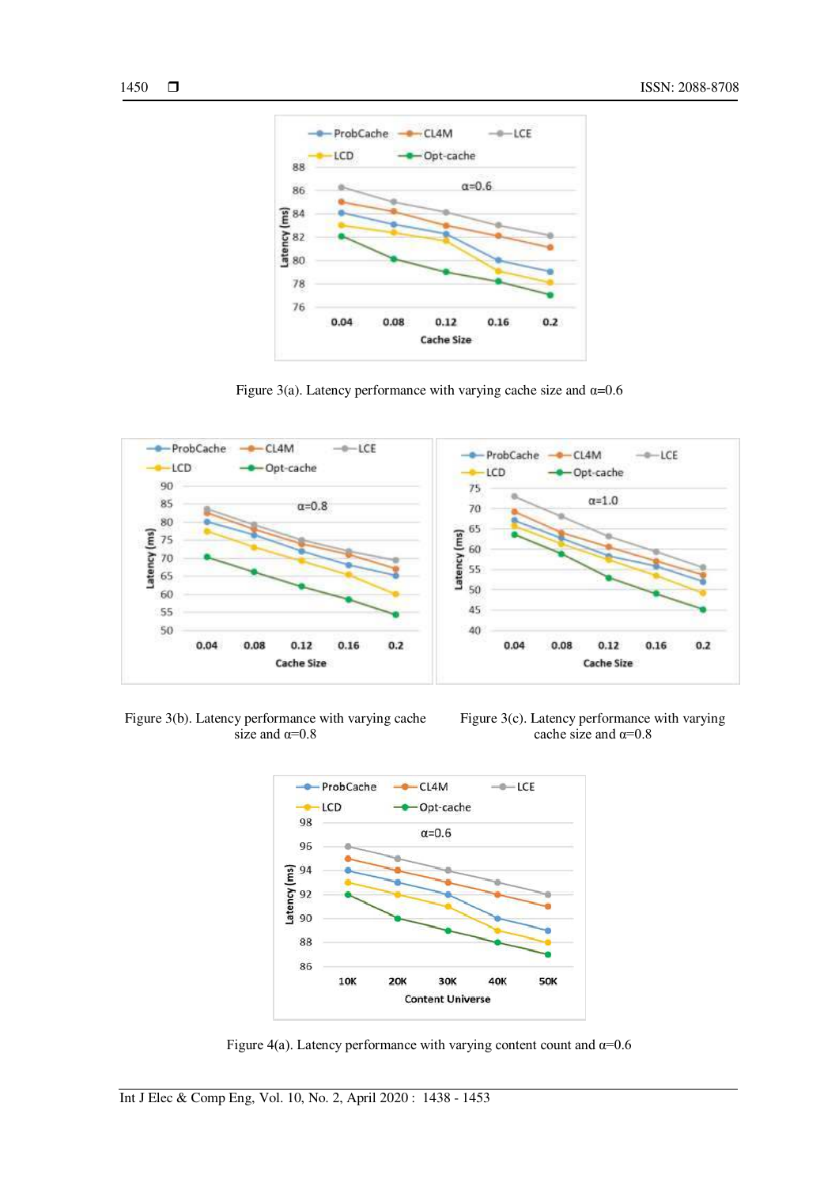Figure 3(a). Latency performance with varying cache size and α=0.6

Figure 3(b). Latency performance with varying cache size and α=0.8

Figure 3(c). Latency performance with varying cache size and α=0.8

Figure 4(a). Latency performance with varying content count and α=0.6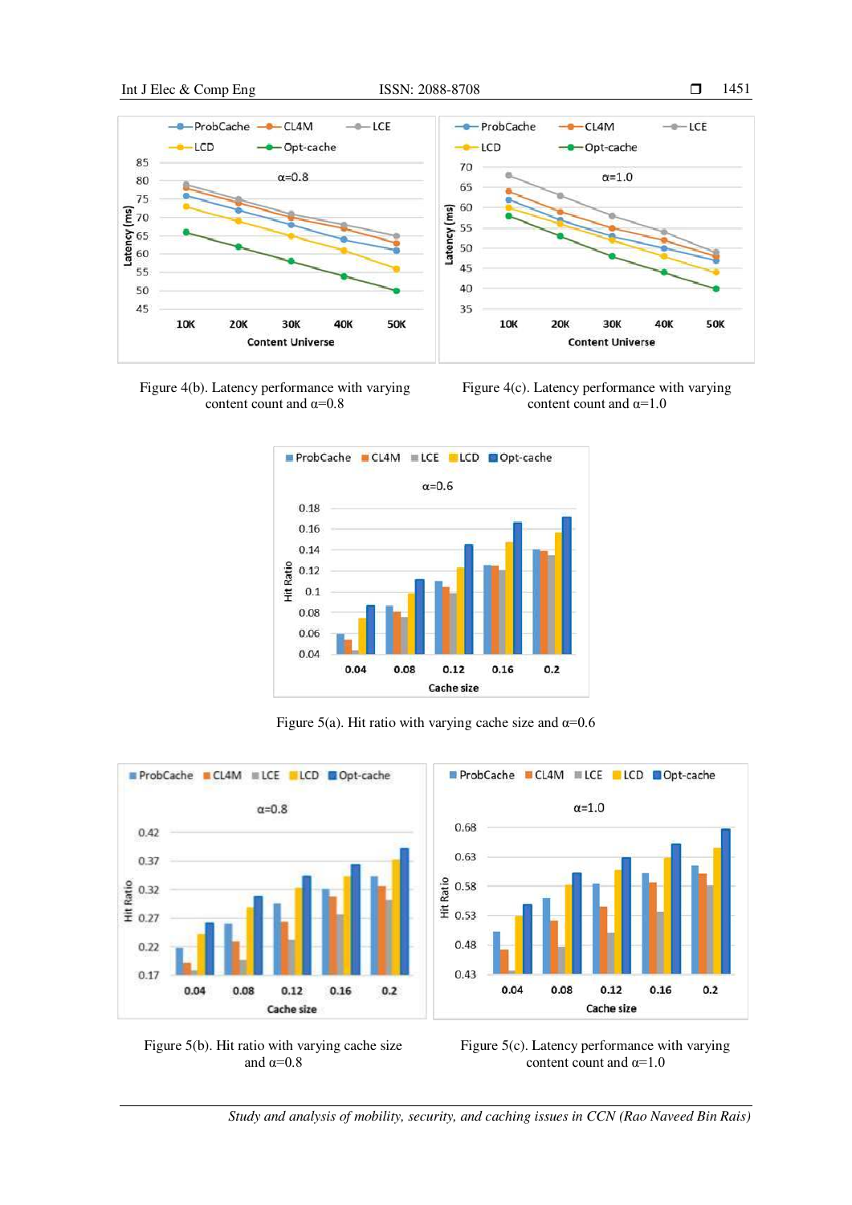Figure 4(b). Latency performance with varying content count and α=0.8

Figure 4(c). Latency performance with varying content count and α=1.0

Figure 5(a). Hit ratio with varying cache size and α=0.6

Figure 5(b). Hit ratio with varying cache size and α=0.8

Figure 5(c). Latency performance with varying content count and α=1.0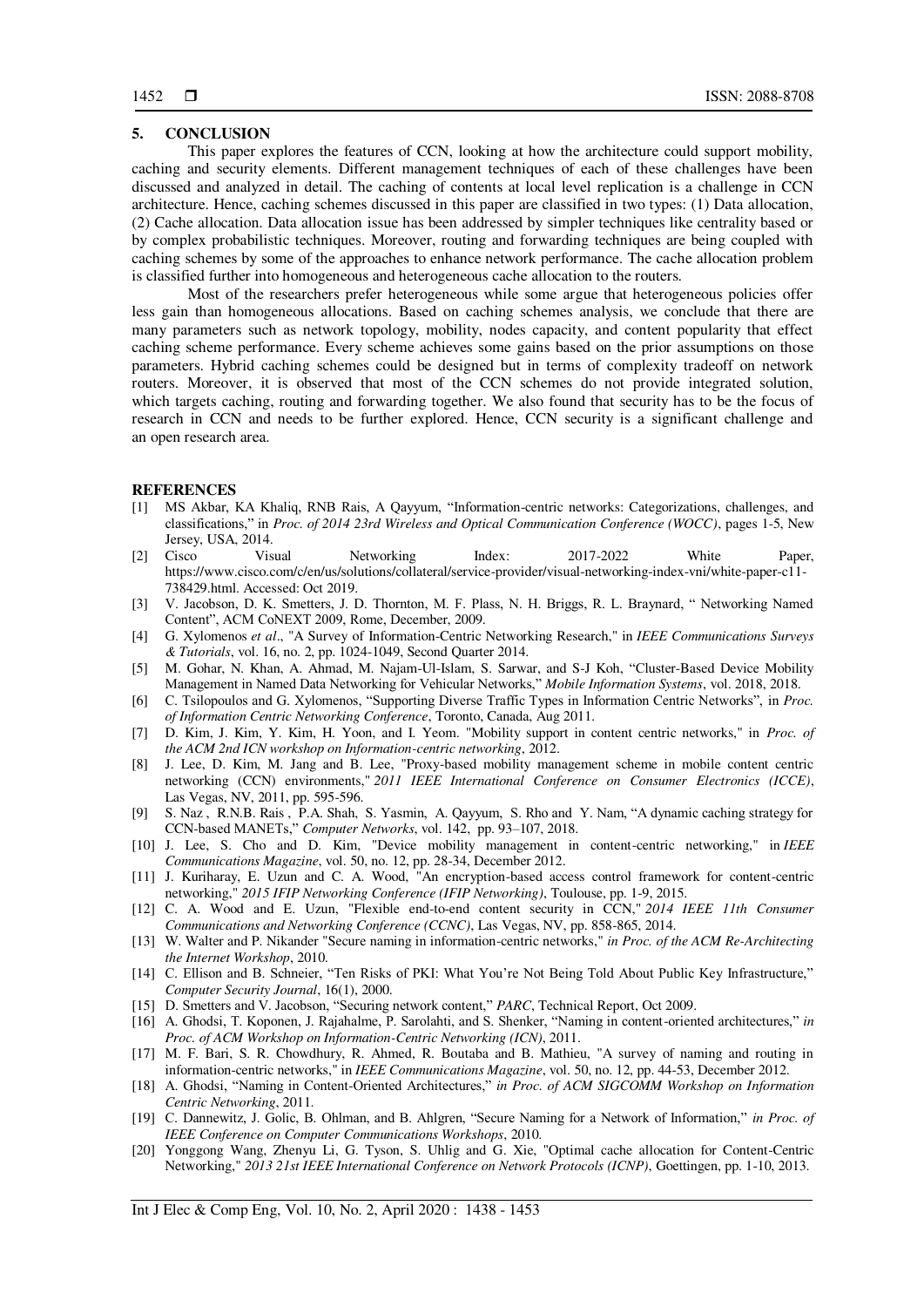## 5. CONCLUSION

This paper explores the features of CCN, looking at how the architecture could support mobility, caching and security elements. Different management techniques of each of these challenges have been discussed and analyzed in detail. The caching of contents at local level replication is a challenge in CCN architecture. Hence, caching schemes discussed in this paper are classified in two types: (1) Data allocation, (2) Cache allocation. Data allocation issue has been addressed by simpler techniques like centrality based or by complex probabilistic techniques. Moreover, routing and forwarding techniques are being coupled with caching schemes by some of the approaches to enhance network performance. The cache allocation problem is classified further into homogeneous and heterogeneous cache allocation to the routers.

Most of the researchers prefer heterogeneous while some argue that heterogeneous policies offer less gain than homogeneous allocations. Based on caching schemes analysis, we conclude that there are many parameters such as network topology, mobility, nodes capacity, and content popularity that effect caching scheme performance. Every scheme achieves some gains based on the prior assumptions on those parameters. Hybrid caching schemes could be designed but in terms of complexity tradeoff on network routers. Moreover, it is observed that most of the CCN schemes do not provide integrated solution, which targets caching, routing and forwarding together. We also found that security has to be the focus of research in CCN and needs to be further explored. Hence, CCN security is a significant challenge and an open research area.

## REFERENCES

[1] MS Akbar, KA Khaliq, RNB Rais, A Qayyum, "Information-centric networks: Categorizations, challenges, and classifications," in *Proc. of 2014 23rd Wireless and Optical Communication Conference (WOCC)*, pages 1-5, New Jersey, USA, 2014.

[2] Cisco Visual Networking Index: 2017-2022 White Paper, https://www.cisco.com/c/en/us/solutions/collateral/service-provider/visual-networking-index-vni/white-paper-c11-738429.html. Accessed: Oct 2019.

[3] V. Jacobson, D. K. Smetters, J. D. Thornton, M. F. Plass, N. H. Briggs, R. L. Braynard, " Networking Named Content", ACM CoNEXT 2009, Rome, December, 2009.

[4] G. Xylomenos *et al*., "A Survey of Information-Centric Networking Research," in *IEEE Communications Surveys & Tutorials*, vol. 16, no. 2, pp. 1024-1049, Second Quarter 2014.

[5] M. Gohar, N. Khan, A. Ahmad, M. Najam-Ul-Islam, S. Sarwar, and S-J Koh, "Cluster-Based Device Mobility Management in Named Data Networking for Vehicular Networks," *Mobile Information Systems*, vol. 2018, 2018.

[6] C. Tsilopoulos and G. Xylomenos, "Supporting Diverse Traffic Types in Information Centric Networks", in *Proc. of Information Centric Networking Conference*, Toronto, Canada, Aug 2011.

[7] D. Kim, J. Kim, Y. Kim, H. Yoon, and I. Yeom. "Mobility support in content centric networks," in *Proc. of the ACM 2nd ICN workshop on Information-centric networking*, 2012.

[8] J. Lee, D. Kim, M. Jang and B. Lee, "Proxy-based mobility management scheme in mobile content centric networking (CCN) environments," *2011 IEEE International Conference on Consumer Electronics (ICCE)*, Las Vegas, NV, 2011, pp. 595-596.

[9] S. Naz , R.N.B. Rais , P.A. Shah, S. Yasmin, A. Qayyum, S. Rho and Y. Nam, "A dynamic caching strategy for CCN-based MANETs," *Computer Networks*, vol. 142, pp. 93–107, 2018.

[10] J. Lee, S. Cho and D. Kim, "Device mobility management in content-centric networking," in *IEEE Communications Magazine*, vol. 50, no. 12, pp. 28-34, December 2012.

[11] J. Kuriharay, E. Uzun and C. A. Wood, "An encryption-based access control framework for content-centric networking," *2015 IFIP Networking Conference (IFIP Networking)*, Toulouse, pp. 1-9, 2015.

[12] C. A. Wood and E. Uzun, "Flexible end-to-end content security in CCN," *2014 IEEE 11th Consumer Communications and Networking Conference (CCNC)*, Las Vegas, NV, pp. 858-865, 2014.

[13] W. Walter and P. Nikander "Secure naming in information-centric networks," *in Proc. of the ACM Re-Architecting the Internet Workshop*, 2010.

[14] C. Ellison and B. Schneier, "Ten Risks of PKI: What You're Not Being Told About Public Key Infrastructure," *Computer Security Journal*, 16(1), 2000.

[15] D. Smetters and V. Jacobson, "Securing network content," *PARC*, Technical Report, Oct 2009.

[16] A. Ghodsi, T. Koponen, J. Rajahalme, P. Sarolahti, and S. Shenker, "Naming in content-oriented architectures," *in Proc. of ACM Workshop on Information-Centric Networking (ICN)*, 2011.

[17] M. F. Bari, S. R. Chowdhury, R. Ahmed, R. Boutaba and B. Mathieu, "A survey of naming and routing in information-centric networks," in *IEEE Communications Magazine*, vol. 50, no. 12, pp. 44-53, December 2012.

[18] A. Ghodsi, "Naming in Content-Oriented Architectures," *in Proc. of ACM SIGCOMM Workshop on Information Centric Networking*, 2011.

[19] C. Dannewitz, J. Golic, B. Ohlman, and B. Ahlgren, "Secure Naming for a Network of Information," *in Proc. of IEEE Conference on Computer Communications Workshops*, 2010.

[20] Yonggong Wang, Zhenyu Li, G. Tyson, S. Uhlig and G. Xie, "Optimal cache allocation for Content-Centric Networking," *2013 21st IEEE International Conference on Network Protocols (ICNP)*, Goettingen, pp. 1-10, 2013.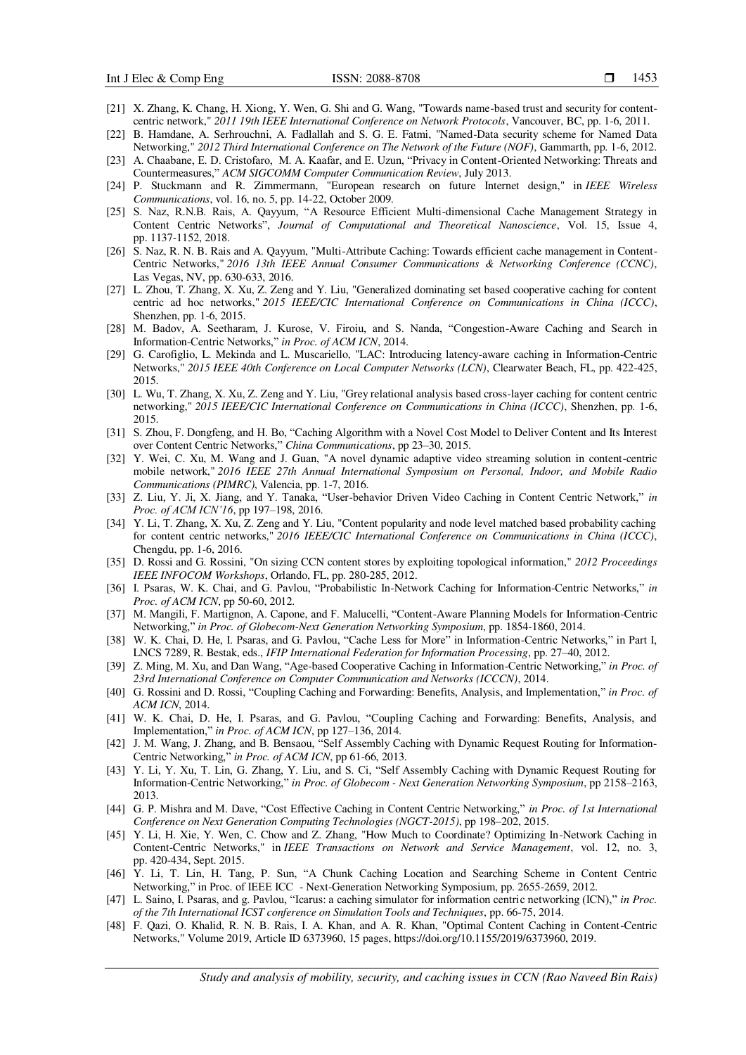[21] X. Zhang, K. Chang, H. Xiong, Y. Wen, G. Shi and G. Wang, "Towards name-based trust and security for content-centric network," *2011 19th IEEE International Conference on Network Protocols*, Vancouver, BC, pp. 1-6, 2011.

[22] B. Hamdane, A. Serhrouchni, A. Fadlallah and S. G. E. Fatmi, "Named-Data security scheme for Named Data Networking," *2012 Third International Conference on The Network of the Future (NOF)*, Gammarth, pp. 1-6, 2012.

[23] A. Chaabane, E. D. Cristofaro, M. A. Kaafar, and E. Uzun, "Privacy in Content-Oriented Networking: Threats and Countermeasures," *ACM SIGCOMM Computer Communication Review*, July 2013.

[24] P. Stuckmann and R. Zimmermann, "European research on future Internet design," in *IEEE Wireless Communications*, vol. 16, no. 5, pp. 14-22, October 2009.

[25] S. Naz, R.N.B. Rais, A. Qayyum, "A Resource Efficient Multi-dimensional Cache Management Strategy in Content Centric Networks", *Journal of Computational and Theoretical Nanoscience*, Vol. 15, Issue 4, pp. 1137-1152, 2018.

[26] S. Naz, R. N. B. Rais and A. Qayyum, "Multi-Attribute Caching: Towards efficient cache management in Content-Centric Networks," *2016 13th IEEE Annual Consumer Communications & Networking Conference (CCNC)*, Las Vegas, NV, pp. 630-633, 2016.

[27] L. Zhou, T. Zhang, X. Xu, Z. Zeng and Y. Liu, "Generalized dominating set based cooperative caching for content centric ad hoc networks," *2015 IEEE/CIC International Conference on Communications in China (ICCC)*, Shenzhen, pp. 1-6, 2015.

[28] M. Badov, A. Seetharam, J. Kurose, V. Firoiu, and S. Nanda, "Congestion-Aware Caching and Search in Information-Centric Networks," *in Proc. of ACM ICN*, 2014.

[29] G. Carofiglio, L. Mekinda and L. Muscariello, "LAC: Introducing latency-aware caching in Information-Centric Networks," *2015 IEEE 40th Conference on Local Computer Networks (LCN)*, Clearwater Beach, FL, pp. 422-425, 2015.

[30] L. Wu, T. Zhang, X. Xu, Z. Zeng and Y. Liu, "Grey relational analysis based cross-layer caching for content centric networking," *2015 IEEE/CIC International Conference on Communications in China (ICCC)*, Shenzhen, pp. 1-6, 2015.

[31] S. Zhou, F. Dongfeng, and H. Bo, "Caching Algorithm with a Novel Cost Model to Deliver Content and Its Interest over Content Centric Networks," *China Communications*, pp 23–30, 2015.

[32] Y. Wei, C. Xu, M. Wang and J. Guan, "A novel dynamic adaptive video streaming solution in content-centric mobile network," *2016 IEEE 27th Annual International Symposium on Personal, Indoor, and Mobile Radio Communications (PIMRC)*, Valencia, pp. 1-7, 2016.

[33] Z. Liu, Y. Ji, X. Jiang, and Y. Tanaka, "User-behavior Driven Video Caching in Content Centric Network," *in Proc. of ACM ICN'16*, pp 197–198, 2016.

[34] Y. Li, T. Zhang, X. Xu, Z. Zeng and Y. Liu, "Content popularity and node level matched based probability caching for content centric networks," *2016 IEEE/CIC International Conference on Communications in China (ICCC)*, Chengdu, pp. 1-6, 2016.

[35] D. Rossi and G. Rossini, "On sizing CCN content stores by exploiting topological information," *2012 Proceedings IEEE INFOCOM Workshops*, Orlando, FL, pp. 280-285, 2012.

[36] I. Psaras, W. K. Chai, and G. Pavlou, "Probabilistic In-Network Caching for Information-Centric Networks," *in Proc. of ACM ICN*, pp 50-60, 2012.

[37] M. Mangili, F. Martignon, A. Capone, and F. Malucelli, "Content-Aware Planning Models for Information-Centric Networking," *in Proc. of Globecom-Next Generation Networking Symposium*, pp. 1854-1860, 2014.

[38] W. K. Chai, D. He, I. Psaras, and G. Pavlou, "Cache Less for More" in Information-Centric Networks," in Part I, LNCS 7289, R. Bestak, eds., *IFIP International Federation for Information Processing*, pp. 27–40, 2012.

[39] Z. Ming, M. Xu, and Dan Wang, "Age-based Cooperative Caching in Information-Centric Networking," *in Proc. of 23rd International Conference on Computer Communication and Networks (ICCCN)*, 2014.

[40] G. Rossini and D. Rossi, "Coupling Caching and Forwarding: Benefits, Analysis, and Implementation," *in Proc. of ACM ICN*, 2014.

[41] W. K. Chai, D. He, I. Psaras, and G. Pavlou, "Coupling Caching and Forwarding: Benefits, Analysis, and Implementation," *in Proc. of ACM ICN*, pp 127–136, 2014.

[42] J. M. Wang, J. Zhang, and B. Bensaou, "Self Assembly Caching with Dynamic Request Routing for Information-Centric Networking," *in Proc. of ACM ICN*, pp 61-66, 2013.

[43] Y. Li, Y. Xu, T. Lin, G. Zhang, Y. Liu, and S. Ci, "Self Assembly Caching with Dynamic Request Routing for Information-Centric Networking," *in Proc. of Globecom - Next Generation Networking Symposium*, pp 2158–2163, 2013.

[44] G. P. Mishra and M. Dave, "Cost Effective Caching in Content Centric Networking," *in Proc. of 1st International Conference on Next Generation Computing Technologies (NGCT-2015)*, pp 198–202, 2015.

[45] Y. Li, H. Xie, Y. Wen, C. Chow and Z. Zhang, "How Much to Coordinate? Optimizing In-Network Caching in Content-Centric Networks," in *IEEE Transactions on Network and Service Management*, vol. 12, no. 3, pp. 420-434, Sept. 2015.

[46] Y. Li, T. Lin, H. Tang, P. Sun, "A Chunk Caching Location and Searching Scheme in Content Centric Networking," in Proc. of IEEE ICC - Next-Generation Networking Symposium, pp. 2655-2659, 2012.

[47] L. Saino, I. Psaras, and g. Pavlou, "Icarus: a caching simulator for information centric networking (ICN)," *in Proc. of the 7th International ICST conference on Simulation Tools and Techniques*, pp. 66-75, 2014.

[48] F. Qazi, O. Khalid, R. N. B. Rais, I. A. Khan, and A. R. Khan, "Optimal Content Caching in Content-Centric Networks," Volume 2019, Article ID 6373960, 15 pages, https://doi.org/10.1155/2019/6373960, 2019.